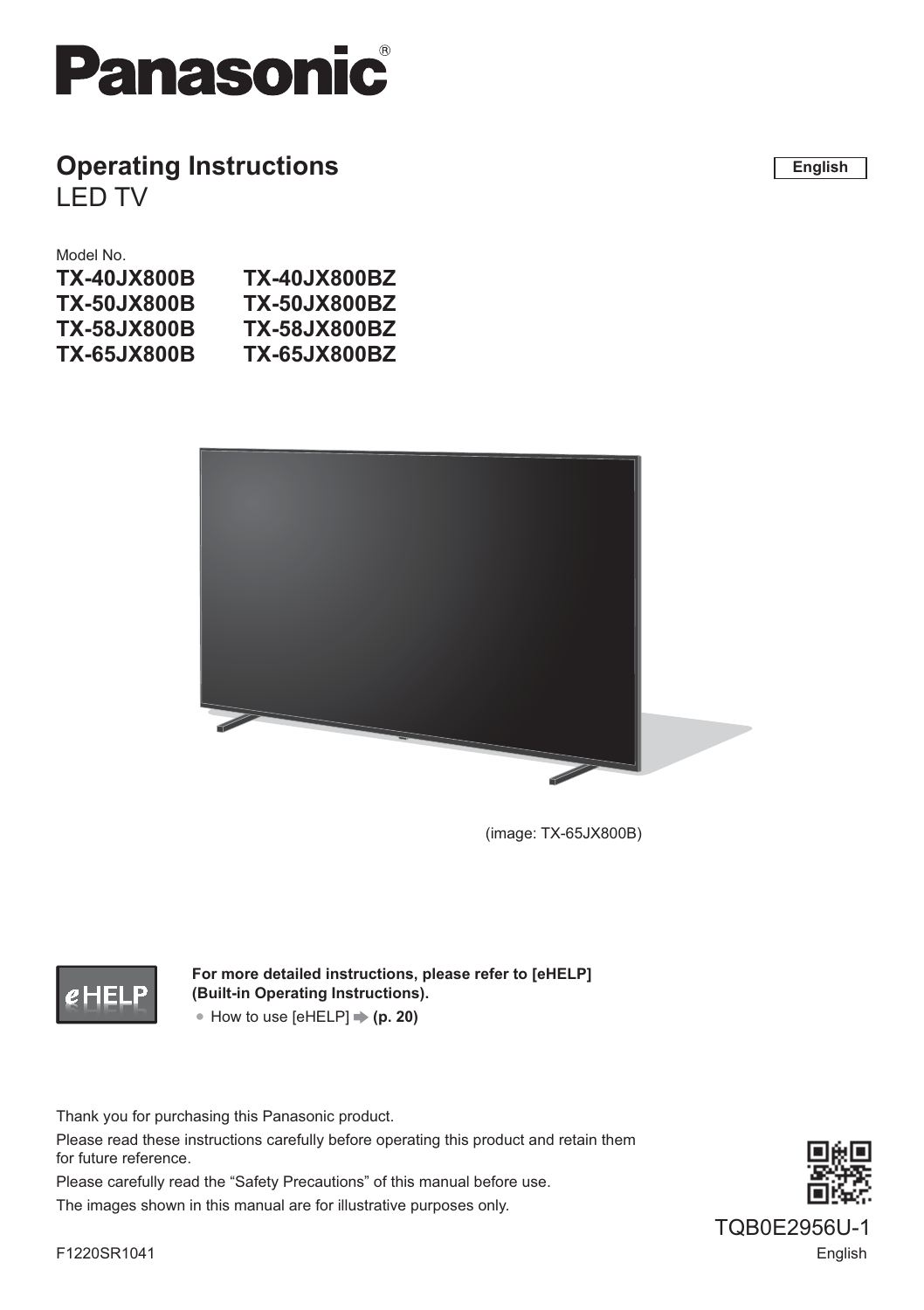# Panasonic

English

## Operating Instructions
LED TV

Model No.

| | |
|---|---|
| **TX-40JX800B** | **TX-40JX800BZ** |
| **TX-50JX800B** | **TX-50JX800BZ** |
| **TX-58JX800B** | **TX-58JX800BZ** |
| **TX-65JX800B** | **TX-65JX800BZ** |

(image: TX-65JX800B)

eHELP

**For more detailed instructions, please refer to [eHELP] (Built-in Operating Instructions).**

- How to use [eHELP] ➡ **(p. 20)**

Thank you for purchasing this Panasonic product.

Please read these instructions carefully before operating this product and retain them for future reference.

Please carefully read the “Safety Precautions” of this manual before use.

The images shown in this manual are for illustrative purposes only.

TQB0E2956U-1

F1220SR1041

English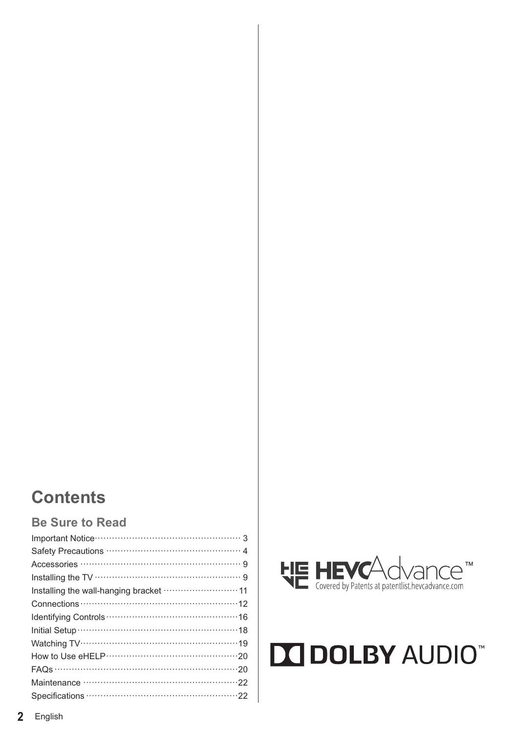# Contents

## Be Sure to Read

- Important Notice ··· 3
- Safety Precautions ··· 4
- Accessories ··· 9
- Installing the TV ··· 9
- Installing the wall-hanging bracket ··· 11
- Connections ··· 12
- Identifying Controls ··· 16
- Initial Setup ··· 18
- Watching TV ··· 19
- How to Use eHELP ··· 20
- FAQs ··· 20
- Maintenance ··· 22
- Specifications ··· 22

HEVCAdvance™
Covered by Patents at patentlist.hevcadvance.com

DOLBY AUDIO™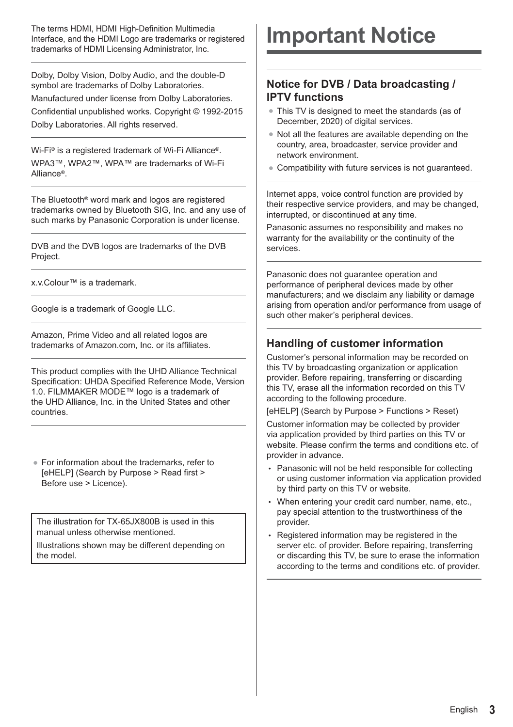The terms HDMI, HDMI High-Definition Multimedia Interface, and the HDMI Logo are trademarks or registered trademarks of HDMI Licensing Administrator, Inc.

---

Dolby, Dolby Vision, Dolby Audio, and the double-D symbol are trademarks of Dolby Laboratories.

Manufactured under license from Dolby Laboratories.

Confidential unpublished works. Copyright © 1992-2015 Dolby Laboratories. All rights reserved.

---

Wi-Fi® is a registered trademark of Wi-Fi Alliance®.

WPA3™, WPA2™, WPA™ are trademarks of Wi-Fi Alliance®.

---

The Bluetooth® word mark and logos are registered trademarks owned by Bluetooth SIG, Inc. and any use of such marks by Panasonic Corporation is under license.

---

DVB and the DVB logos are trademarks of the DVB Project.

---

x.v.Colour™ is a trademark.

---

Google is a trademark of Google LLC.

---

Amazon, Prime Video and all related logos are trademarks of Amazon.com, Inc. or its affiliates.

---

This product complies with the UHD Alliance Technical Specification: UHDA Specified Reference Mode, Version 1.0. FILMMAKER MODE™ logo is a trademark of the UHD Alliance, Inc. in the United States and other countries.

---

- For information about the trademarks, refer to [eHELP] (Search by Purpose > Read first > Before use > Licence).

The illustration for TX-65JX800B is used in this manual unless otherwise mentioned.

Illustrations shown may be different depending on the model.

# Important Notice

## Notice for DVB / Data broadcasting / IPTV functions

- This TV is designed to meet the standards (as of December, 2020) of digital services.
- Not all the features are available depending on the country, area, broadcaster, service provider and network environment.
- Compatibility with future services is not guaranteed.

---

Internet apps, voice control function are provided by their respective service providers, and may be changed, interrupted, or discontinued at any time.

Panasonic assumes no responsibility and makes no warranty for the availability or the continuity of the services.

---

Panasonic does not guarantee operation and performance of peripheral devices made by other manufacturers; and we disclaim any liability or damage arising from operation and/or performance from usage of such other maker's peripheral devices.

---

## Handling of customer information

Customer's personal information may be recorded on this TV by broadcasting organization or application provider. Before repairing, transferring or discarding this TV, erase all the information recorded on this TV according to the following procedure.

[eHELP] (Search by Purpose > Functions > Reset)

Customer information may be collected by provider via application provided by third parties on this TV or website. Please confirm the terms and conditions etc. of provider in advance.

- Panasonic will not be held responsible for collecting or using customer information via application provided by third party on this TV or website.
- When entering your credit card number, name, etc., pay special attention to the trustworthiness of the provider.
- Registered information may be registered in the server etc. of provider. Before repairing, transferring or discarding this TV, be sure to erase the information according to the terms and conditions etc. of provider.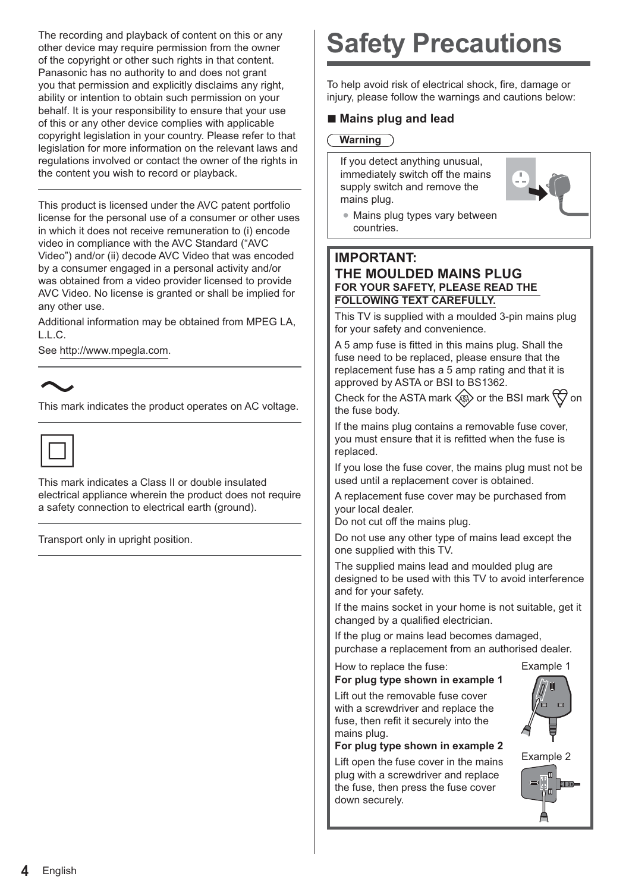The recording and playback of content on this or any other device may require permission from the owner of the copyright or other such rights in that content. Panasonic has no authority to and does not grant you that permission and explicitly disclaims any right, ability or intention to obtain such permission on your behalf. It is your responsibility to ensure that your use of this or any other device complies with applicable copyright legislation in your country. Please refer to that legislation for more information on the relevant laws and regulations involved or contact the owner of the rights in the content you wish to record or playback.

---

This product is licensed under the AVC patent portfolio license for the personal use of a consumer or other uses in which it does not receive remuneration to (i) encode video in compliance with the AVC Standard ("AVC Video") and/or (ii) decode AVC Video that was encoded by a consumer engaged in a personal activity and/or was obtained from a video provider licensed to provide AVC Video. No license is granted or shall be implied for any other use.

Additional information may be obtained from MPEG LA, L.L.C.

See http://www.mpegla.com.

---

~

This mark indicates the product operates on AC voltage.

---

☐

This mark indicates a Class II or double insulated electrical appliance wherein the product does not require a safety connection to electrical earth (ground).

---

Transport only in upright position.

---

# Safety Precautions

To help avoid risk of electrical shock, fire, damage or injury, please follow the warnings and cautions below:

## ■ Mains plug and lead

**Warning**

If you detect anything unusual, immediately switch off the mains supply switch and remove the mains plug.

- Mains plug types vary between countries.

### IMPORTANT: THE MOULDED MAINS PLUG

**FOR YOUR SAFETY, PLEASE READ THE FOLLOWING TEXT CAREFULLY.**

This TV is supplied with a moulded 3-pin mains plug for your safety and convenience.

A 5 amp fuse is fitted in this mains plug. Shall the fuse need to be replaced, please ensure that the replacement fuse has a 5 amp rating and that it is approved by ASTA or BSI to BS1362.

Check for the ASTA mark or the BSI mark on the fuse body.

If the mains plug contains a removable fuse cover, you must ensure that it is refitted when the fuse is replaced.

If you lose the fuse cover, the mains plug must not be used until a replacement cover is obtained.

A replacement fuse cover may be purchased from your local dealer.
Do not cut off the mains plug.

Do not use any other type of mains lead except the one supplied with this TV.

The supplied mains lead and moulded plug are designed to be used with this TV to avoid interference and for your safety.

If the mains socket in your home is not suitable, get it changed by a qualified electrician.

If the plug or mains lead becomes damaged, purchase a replacement from an authorised dealer.

How to replace the fuse:

**For plug type shown in example 1**

Lift out the removable fuse cover with a screwdriver and replace the fuse, then refit it securely into the mains plug.

Example 1

**For plug type shown in example 2**

Lift open the fuse cover in the mains plug with a screwdriver and replace the fuse, then press the fuse cover down securely.

Example 2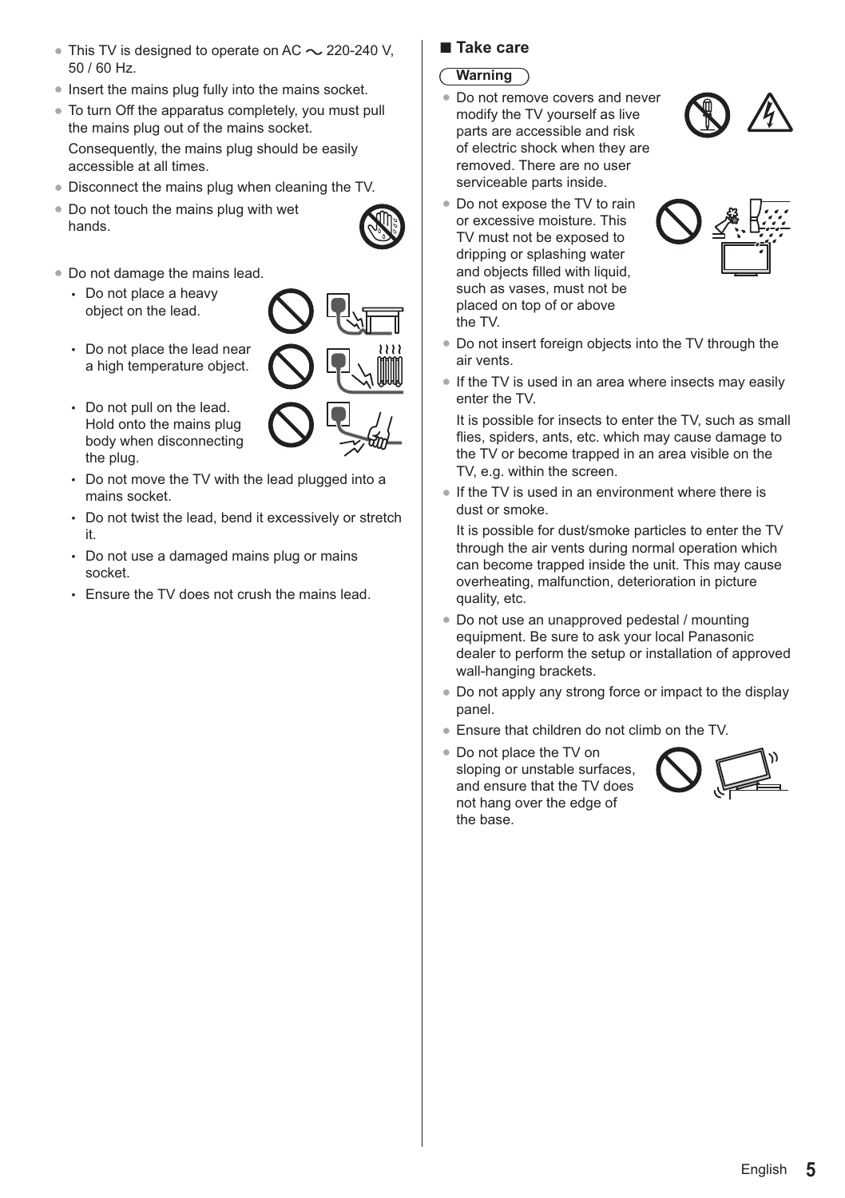- This TV is designed to operate on AC ~ 220-240 V, 50 / 60 Hz.
- Insert the mains plug fully into the mains socket.
- To turn Off the apparatus completely, you must pull the mains plug out of the mains socket.

  Consequently, the mains plug should be easily accessible at all times.
- Disconnect the mains plug when cleaning the TV.
- Do not touch the mains plug with wet hands.
- Do not damage the mains lead.
  - Do not place a heavy object on the lead.
  - Do not place the lead near a high temperature object.
  - Do not pull on the lead. Hold onto the mains plug body when disconnecting the plug.
  - Do not move the TV with the lead plugged into a mains socket.
  - Do not twist the lead, bend it excessively or stretch it.
  - Do not use a damaged mains plug or mains socket.
  - Ensure the TV does not crush the mains lead.

## ■ Take care

**Warning**

- Do not remove covers and never modify the TV yourself as live parts are accessible and risk of electric shock when they are removed. There are no user serviceable parts inside.
- Do not expose the TV to rain or excessive moisture. This TV must not be exposed to dripping or splashing water and objects filled with liquid, such as vases, must not be placed on top of or above the TV.
- Do not insert foreign objects into the TV through the air vents.
- If the TV is used in an area where insects may easily enter the TV.

  It is possible for insects to enter the TV, such as small flies, spiders, ants, etc. which may cause damage to the TV or become trapped in an area visible on the TV, e.g. within the screen.
- If the TV is used in an environment where there is dust or smoke.

  It is possible for dust/smoke particles to enter the TV through the air vents during normal operation which can become trapped inside the unit. This may cause overheating, malfunction, deterioration in picture quality, etc.
- Do not use an unapproved pedestal / mounting equipment. Be sure to ask your local Panasonic dealer to perform the setup or installation of approved wall-hanging brackets.
- Do not apply any strong force or impact to the display panel.
- Ensure that children do not climb on the TV.
- Do not place the TV on sloping or unstable surfaces, and ensure that the TV does not hang over the edge of the base.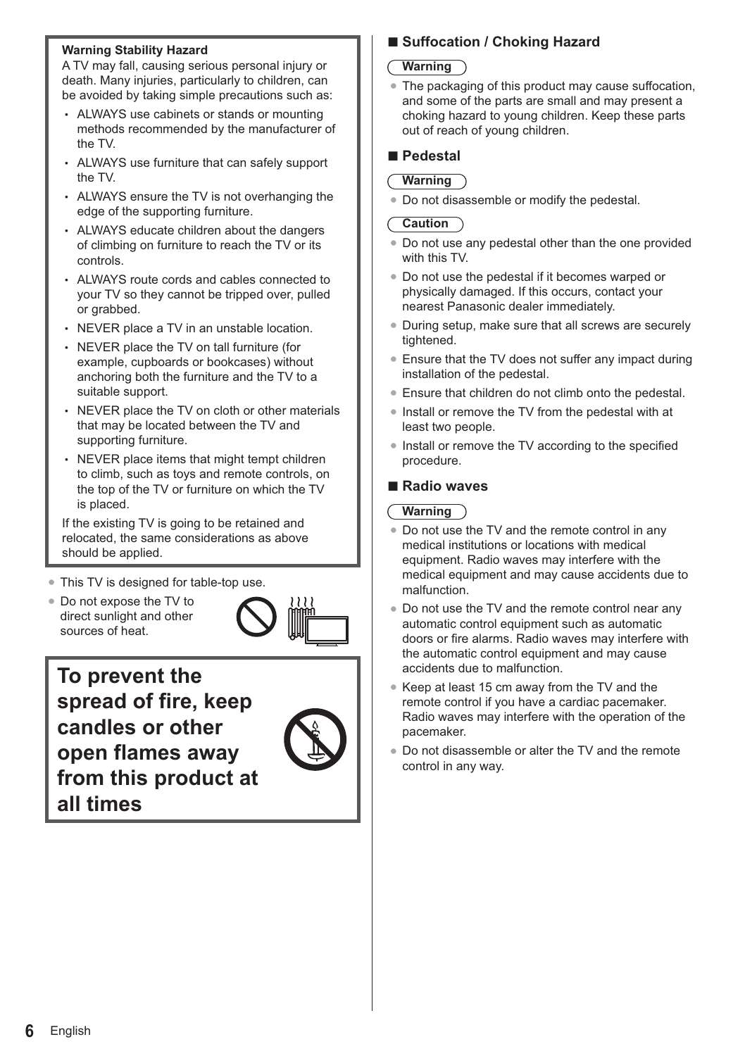**Warning Stability Hazard**

A TV may fall, causing serious personal injury or death. Many injuries, particularly to children, can be avoided by taking simple precautions such as:

- ALWAYS use cabinets or stands or mounting methods recommended by the manufacturer of the TV.
- ALWAYS use furniture that can safely support the TV.
- ALWAYS ensure the TV is not overhanging the edge of the supporting furniture.
- ALWAYS educate children about the dangers of climbing on furniture to reach the TV or its controls.
- ALWAYS route cords and cables connected to your TV so they cannot be tripped over, pulled or grabbed.
- NEVER place a TV in an unstable location.
- NEVER place the TV on tall furniture (for example, cupboards or bookcases) without anchoring both the furniture and the TV to a suitable support.
- NEVER place the TV on cloth or other materials that may be located between the TV and supporting furniture.
- NEVER place items that might tempt children to climb, such as toys and remote controls, on the top of the TV or furniture on which the TV is placed.

If the existing TV is going to be retained and relocated, the same considerations as above should be applied.

- This TV is designed for table-top use.
- Do not expose the TV to direct sunlight and other sources of heat.

**To prevent the spread of fire, keep candles or other open flames away from this product at all times**

## Suffocation / Choking Hazard

**Warning**

- The packaging of this product may cause suffocation, and some of the parts are small and may present a choking hazard to young children. Keep these parts out of reach of young children.

## Pedestal

**Warning**

- Do not disassemble or modify the pedestal.

**Caution**

- Do not use any pedestal other than the one provided with this TV.
- Do not use the pedestal if it becomes warped or physically damaged. If this occurs, contact your nearest Panasonic dealer immediately.
- During setup, make sure that all screws are securely tightened.
- Ensure that the TV does not suffer any impact during installation of the pedestal.
- Ensure that children do not climb onto the pedestal.
- Install or remove the TV from the pedestal with at least two people.
- Install or remove the TV according to the specified procedure.

## Radio waves

**Warning**

- Do not use the TV and the remote control in any medical institutions or locations with medical equipment. Radio waves may interfere with the medical equipment and may cause accidents due to malfunction.
- Do not use the TV and the remote control near any automatic control equipment such as automatic doors or fire alarms. Radio waves may interfere with the automatic control equipment and may cause accidents due to malfunction.
- Keep at least 15 cm away from the TV and the remote control if you have a cardiac pacemaker. Radio waves may interfere with the operation of the pacemaker.
- Do not disassemble or alter the TV and the remote control in any way.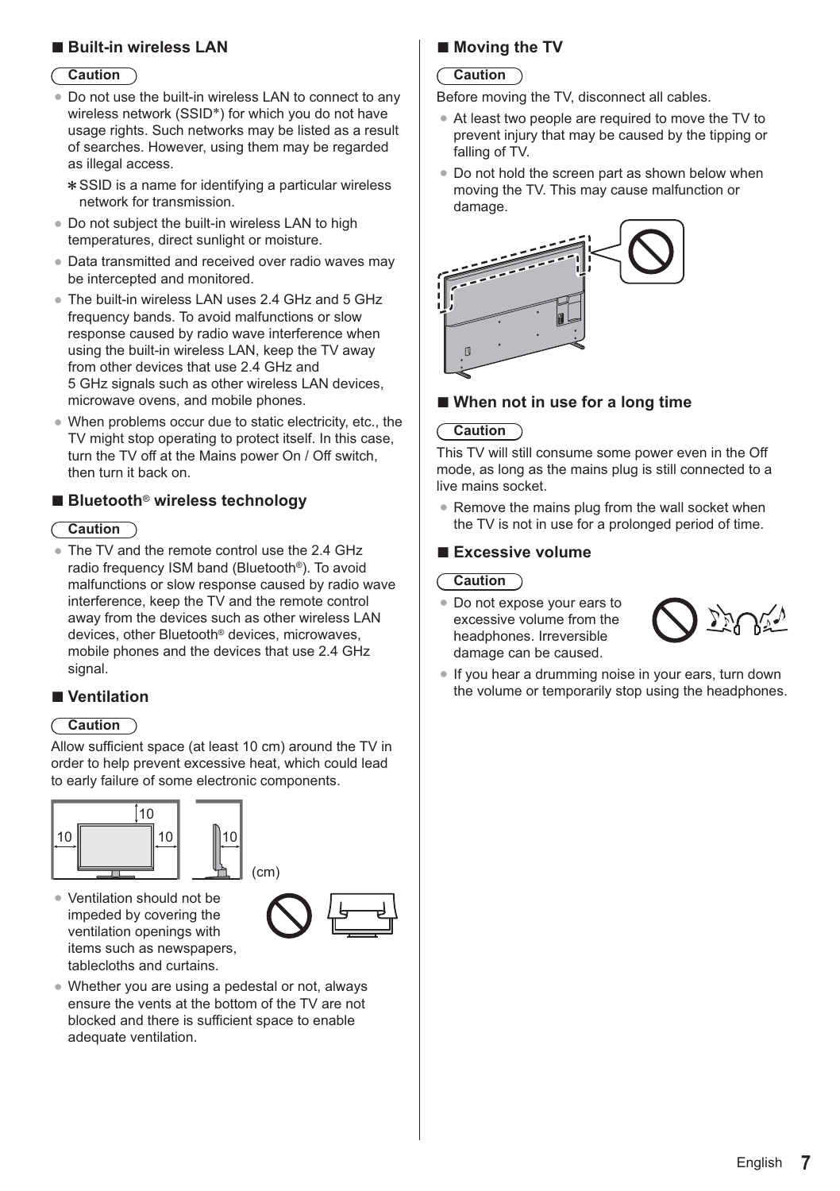## ■ Built-in wireless LAN

**Caution**

- Do not use the built-in wireless LAN to connect to any wireless network (SSID*) for which you do not have usage rights. Such networks may be listed as a result of searches. However, using them may be regarded as illegal access.

  ∗SSID is a name for identifying a particular wireless network for transmission.

- Do not subject the built-in wireless LAN to high temperatures, direct sunlight or moisture.
- Data transmitted and received over radio waves may be intercepted and monitored.
- The built-in wireless LAN uses 2.4 GHz and 5 GHz frequency bands. To avoid malfunctions or slow response caused by radio wave interference when using the built-in wireless LAN, keep the TV away from other devices that use 2.4 GHz and 5 GHz signals such as other wireless LAN devices, microwave ovens, and mobile phones.
- When problems occur due to static electricity, etc., the TV might stop operating to protect itself. In this case, turn the TV off at the Mains power On / Off switch, then turn it back on.

## ■ Bluetooth® wireless technology

**Caution**

- The TV and the remote control use the 2.4 GHz radio frequency ISM band (Bluetooth®). To avoid malfunctions or slow response caused by radio wave interference, keep the TV and the remote control away from the devices such as other wireless LAN devices, other Bluetooth® devices, microwaves, mobile phones and the devices that use 2.4 GHz signal.

## ■ Ventilation

**Caution**

Allow sufficient space (at least 10 cm) around the TV in order to help prevent excessive heat, which could lead to early failure of some electronic components.

10 10 10 10 (cm)

- Ventilation should not be impeded by covering the ventilation openings with items such as newspapers, tablecloths and curtains.
- Whether you are using a pedestal or not, always ensure the vents at the bottom of the TV are not blocked and there is sufficient space to enable adequate ventilation.

## ■ Moving the TV

**Caution**

Before moving the TV, disconnect all cables.

- At least two people are required to move the TV to prevent injury that may be caused by the tipping or falling of TV.
- Do not hold the screen part as shown below when moving the TV. This may cause malfunction or damage.

## ■ When not in use for a long time

**Caution**

This TV will still consume some power even in the Off mode, as long as the mains plug is still connected to a live mains socket.

- Remove the mains plug from the wall socket when the TV is not in use for a prolonged period of time.

## ■ Excessive volume

**Caution**

- Do not expose your ears to excessive volume from the headphones. Irreversible damage can be caused.
- If you hear a drumming noise in your ears, turn down the volume or temporarily stop using the headphones.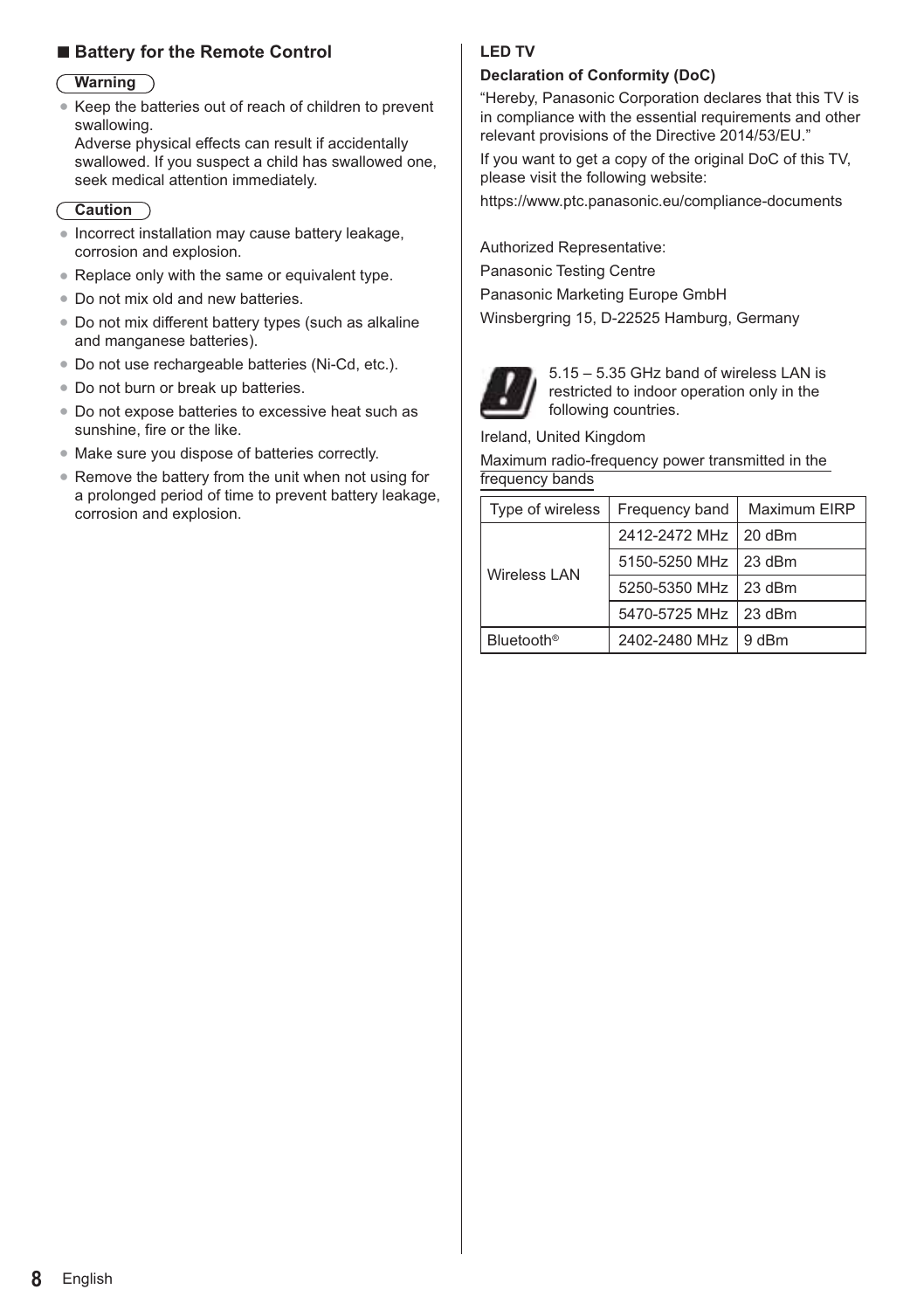## ■ Battery for the Remote Control

**Warning**

- Keep the batteries out of reach of children to prevent swallowing.
  Adverse physical effects can result if accidentally swallowed. If you suspect a child has swallowed one, seek medical attention immediately.

**Caution**

- Incorrect installation may cause battery leakage, corrosion and explosion.
- Replace only with the same or equivalent type.
- Do not mix old and new batteries.
- Do not mix different battery types (such as alkaline and manganese batteries).
- Do not use rechargeable batteries (Ni-Cd, etc.).
- Do not burn or break up batteries.
- Do not expose batteries to excessive heat such as sunshine, fire or the like.
- Make sure you dispose of batteries correctly.
- Remove the battery from the unit when not using for a prolonged period of time to prevent battery leakage, corrosion and explosion.

**LED TV**

**Declaration of Conformity (DoC)**

"Hereby, Panasonic Corporation declares that this TV is in compliance with the essential requirements and other relevant provisions of the Directive 2014/53/EU."

If you want to get a copy of the original DoC of this TV, please visit the following website:

https://www.ptc.panasonic.eu/compliance-documents

Authorized Representative:

Panasonic Testing Centre

Panasonic Marketing Europe GmbH

Winsbergring 15, D-22525 Hamburg, Germany

5.15 – 5.35 GHz band of wireless LAN is restricted to indoor operation only in the following countries.

Ireland, United Kingdom

Maximum radio-frequency power transmitted in the frequency bands

| Type of wireless | Frequency band | Maximum EIRP |
|---|---|---|
| Wireless LAN | 2412-2472 MHz | 20 dBm |
| | 5150-5250 MHz | 23 dBm |
| | 5250-5350 MHz | 23 dBm |
| | 5470-5725 MHz | 23 dBm |
| Bluetooth® | 2402-2480 MHz | 9 dBm |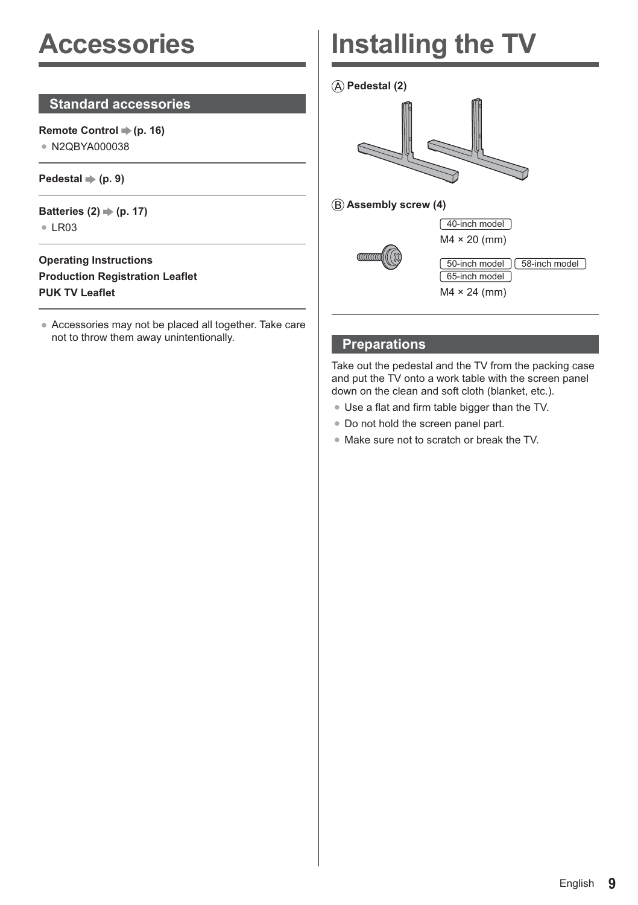# Accessories

## Standard accessories

**Remote Control ➡ (p. 16)**

- N2QBYA000038

**Pedestal ➡ (p. 9)**

**Batteries (2) ➡ (p. 17)**

- LR03

**Operating Instructions**
**Production Registration Leaflet**
**PUK TV Leaflet**

- Accessories may not be placed all together. Take care not to throw them away unintentionally.

# Installing the TV

Ⓐ **Pedestal (2)**

Ⓑ **Assembly screw (4)**

40-inch model
M4 × 20 (mm)

50-inch model 58-inch model 65-inch model
M4 × 24 (mm)

## Preparations

Take out the pedestal and the TV from the packing case and put the TV onto a work table with the screen panel down on the clean and soft cloth (blanket, etc.).

- Use a flat and firm table bigger than the TV.
- Do not hold the screen panel part.
- Make sure not to scratch or break the TV.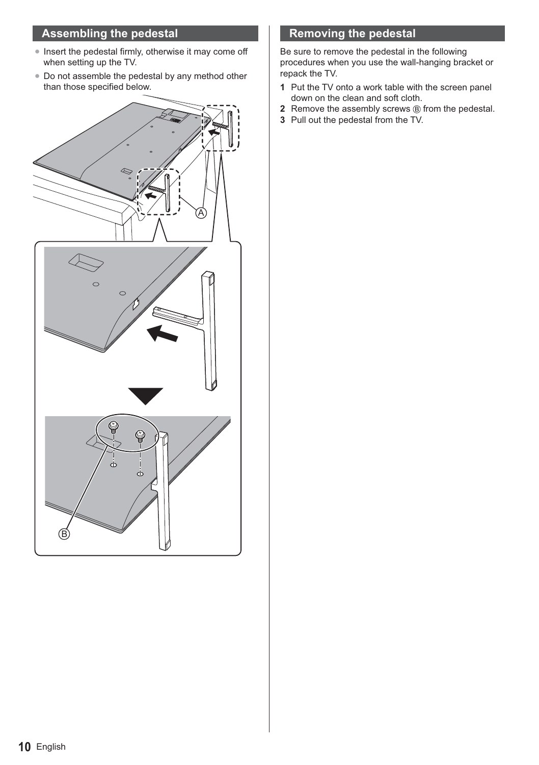## Assembling the pedestal

- Insert the pedestal firmly, otherwise it may come off when setting up the TV.
- Do not assemble the pedestal by any method other than those specified below.

## Removing the pedestal

Be sure to remove the pedestal in the following procedures when you use the wall-hanging bracket or repack the TV.

1. Put the TV onto a work table with the screen panel down on the clean and soft cloth.
2. Remove the assembly screws Ⓑ from the pedestal.
3. Pull out the pedestal from the TV.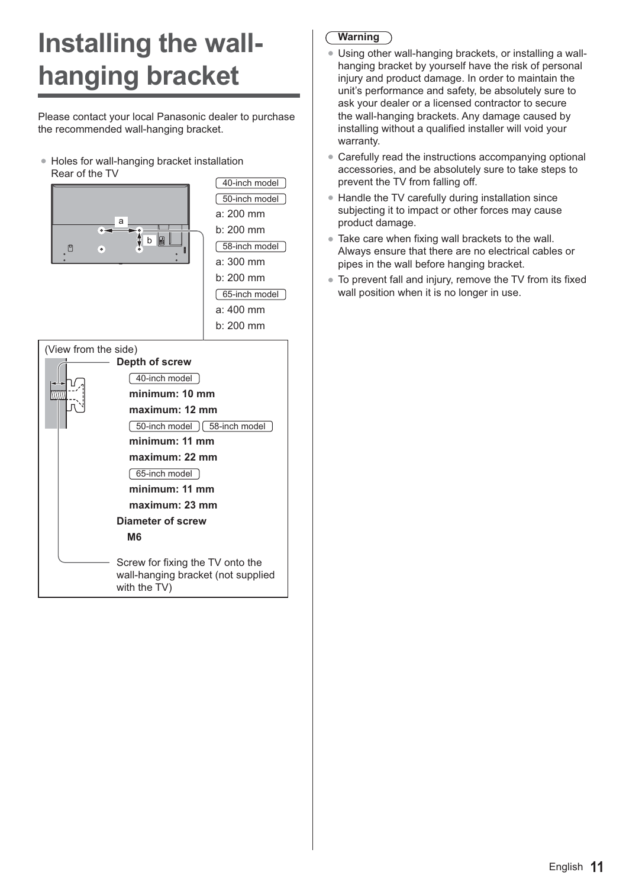# Installing the wall-hanging bracket

Please contact your local Panasonic dealer to purchase the recommended wall-hanging bracket.

- Holes for wall-hanging bracket installation
  Rear of the TV

40-inch model
50-inch model
a: 200 mm
b: 200 mm

58-inch model
a: 300 mm
b: 200 mm

65-inch model
a: 400 mm
b: 200 mm

(View from the side)

**Depth of screw**

40-inch model
**minimum: 10 mm**
**maximum: 12 mm**

50-inch model 58-inch model
**minimum: 11 mm**
**maximum: 22 mm**

65-inch model
**minimum: 11 mm**
**maximum: 23 mm**

**Diameter of screw**
**M6**

Screw for fixing the TV onto the wall-hanging bracket (not supplied with the TV)

**Warning**

- Using other wall-hanging brackets, or installing a wall-hanging bracket by yourself have the risk of personal injury and product damage. In order to maintain the unit's performance and safety, be absolutely sure to ask your dealer or a licensed contractor to secure the wall-hanging brackets. Any damage caused by installing without a qualified installer will void your warranty.
- Carefully read the instructions accompanying optional accessories, and be absolutely sure to take steps to prevent the TV from falling off.
- Handle the TV carefully during installation since subjecting it to impact or other forces may cause product damage.
- Take care when fixing wall brackets to the wall. Always ensure that there are no electrical cables or pipes in the wall before hanging bracket.
- To prevent fall and injury, remove the TV from its fixed wall position when it is no longer in use.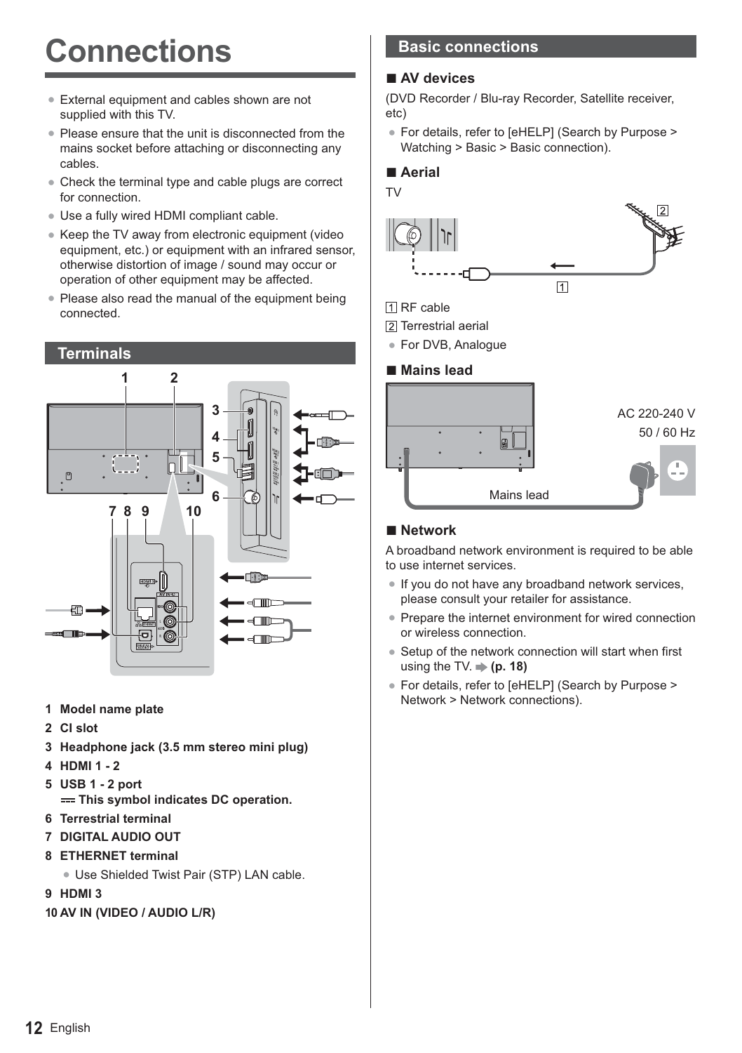# Connections

- External equipment and cables shown are not supplied with this TV.
- Please ensure that the unit is disconnected from the mains socket before attaching or disconnecting any cables.
- Check the terminal type and cable plugs are correct for connection.
- Use a fully wired HDMI compliant cable.
- Keep the TV away from electronic equipment (video equipment, etc.) or equipment with an infrared sensor, otherwise distortion of image / sound may occur or operation of other equipment may be affected.
- Please also read the manual of the equipment being connected.

## Terminals

**1 Model name plate**

**2 CI slot**

**3 Headphone jack (3.5 mm stereo mini plug)**

**4 HDMI 1 - 2**

**5 USB 1 - 2 port**
**⎓ This symbol indicates DC operation.**

**6 Terrestrial terminal**

**7 DIGITAL AUDIO OUT**

**8 ETHERNET terminal**

- Use Shielded Twist Pair (STP) LAN cable.

**9 HDMI 3**

**10 AV IN (VIDEO / AUDIO L/R)**

## Basic connections

### ■ AV devices

(DVD Recorder / Blu-ray Recorder, Satellite receiver, etc)

- For details, refer to [eHELP] (Search by Purpose > Watching > Basic > Basic connection).

### ■ Aerial

TV

1 RF cable

2 Terrestrial aerial

- For DVB, Analogue

### ■ Mains lead

AC 220-240 V
50 / 60 Hz

Mains lead

### ■ Network

A broadband network environment is required to be able to use internet services.

- If you do not have any broadband network services, please consult your retailer for assistance.
- Prepare the internet environment for wired connection or wireless connection.
- Setup of the network connection will start when first using the TV. ➡ **(p. 18)**
- For details, refer to [eHELP] (Search by Purpose > Network > Network connections).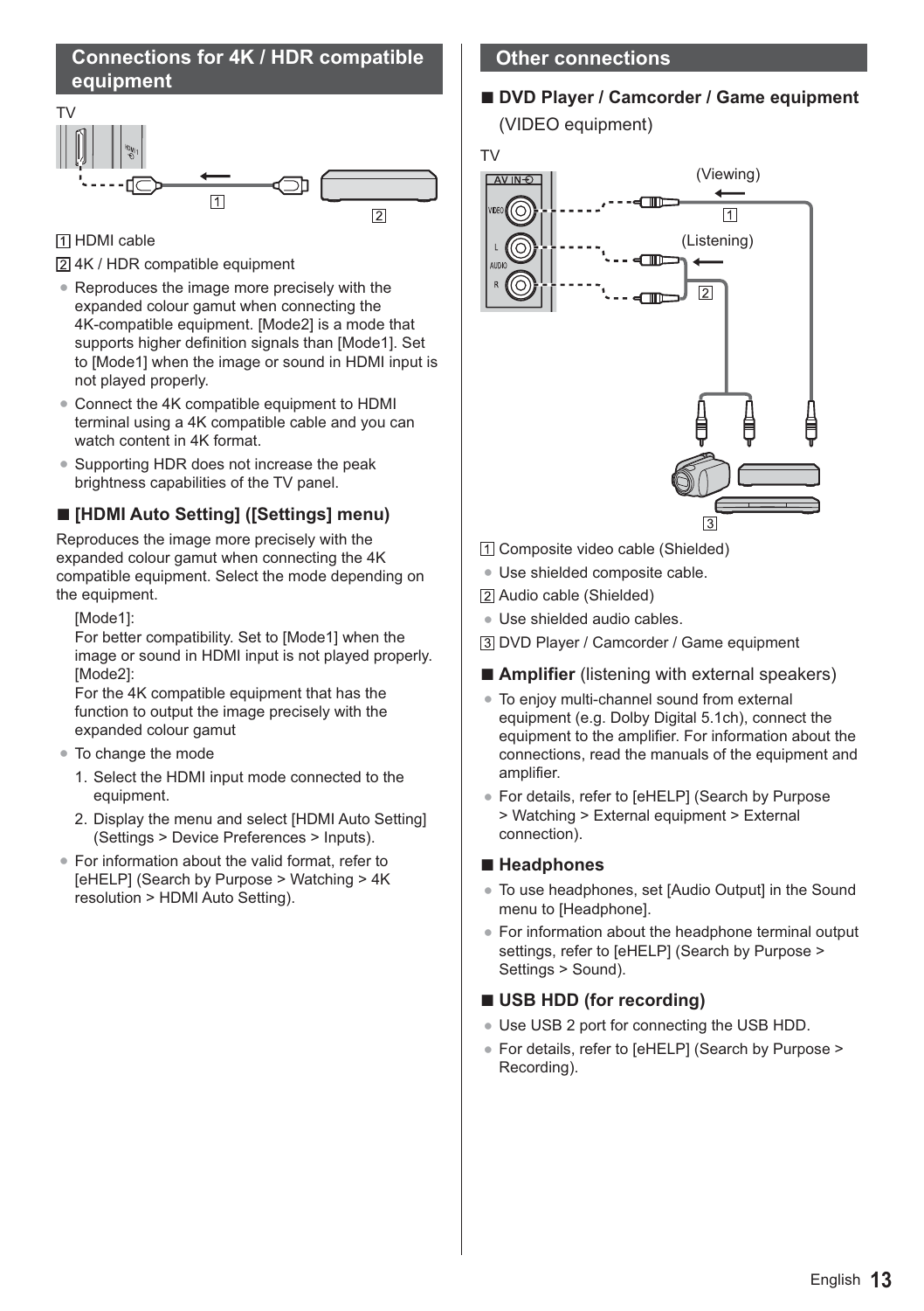## Connections for 4K / HDR compatible equipment

TV

1 HDMI cable

2 4K / HDR compatible equipment

- Reproduces the image more precisely with the expanded colour gamut when connecting the 4K-compatible equipment. [Mode2] is a mode that supports higher definition signals than [Mode1]. Set to [Mode1] when the image or sound in HDMI input is not played properly.
- Connect the 4K compatible equipment to HDMI terminal using a 4K compatible cable and you can watch content in 4K format.
- Supporting HDR does not increase the peak brightness capabilities of the TV panel.

### ■ [HDMI Auto Setting] ([Settings] menu)

Reproduces the image more precisely with the expanded colour gamut when connecting the 4K compatible equipment. Select the mode depending on the equipment.

[Mode1]:
For better compatibility. Set to [Mode1] when the image or sound in HDMI input is not played properly.
[Mode2]:
For the 4K compatible equipment that has the function to output the image precisely with the expanded colour gamut

- To change the mode
  1. Select the HDMI input mode connected to the equipment.
  2. Display the menu and select [HDMI Auto Setting] (Settings > Device Preferences > Inputs).
- For information about the valid format, refer to [eHELP] (Search by Purpose > Watching > 4K resolution > HDMI Auto Setting).

## Other connections

### ■ DVD Player / Camcorder / Game equipment

(VIDEO equipment)

TV

(Viewing)

(Listening)

1 Composite video cable (Shielded)

- Use shielded composite cable.

2 Audio cable (Shielded)

- Use shielded audio cables.

3 DVD Player / Camcorder / Game equipment

### ■ Amplifier (listening with external speakers)

- To enjoy multi-channel sound from external equipment (e.g. Dolby Digital 5.1ch), connect the equipment to the amplifier. For information about the connections, read the manuals of the equipment and amplifier.
- For details, refer to [eHELP] (Search by Purpose > Watching > External equipment > External connection).

### ■ Headphones

- To use headphones, set [Audio Output] in the Sound menu to [Headphone].
- For information about the headphone terminal output settings, refer to [eHELP] (Search by Purpose > Settings > Sound).

### ■ USB HDD (for recording)

- Use USB 2 port for connecting the USB HDD.
- For details, refer to [eHELP] (Search by Purpose > Recording).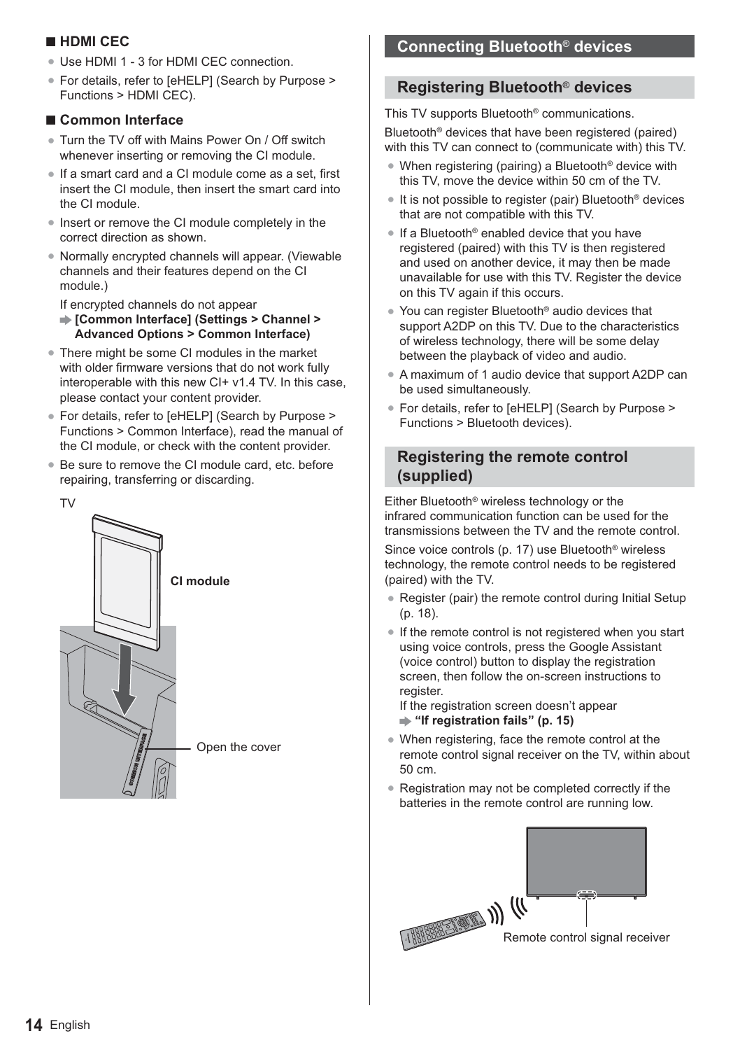### ■ HDMI CEC

- Use HDMI 1 - 3 for HDMI CEC connection.
- For details, refer to [eHELP] (Search by Purpose > Functions > HDMI CEC).

### ■ Common Interface

- Turn the TV off with Mains Power On / Off switch whenever inserting or removing the CI module.
- If a smart card and a CI module come as a set, first insert the CI module, then insert the smart card into the CI module.
- Insert or remove the CI module completely in the correct direction as shown.
- Normally encrypted channels will appear. (Viewable channels and their features depend on the CI module.)

  If encrypted channels do not appear
  ➡ **[Common Interface] (Settings > Channel > Advanced Options > Common Interface)**
- There might be some CI modules in the market with older firmware versions that do not work fully interoperable with this new CI+ v1.4 TV. In this case, please contact your content provider.
- For details, refer to [eHELP] (Search by Purpose > Functions > Common Interface), read the manual of the CI module, or check with the content provider.
- Be sure to remove the CI module card, etc. before repairing, transferring or discarding.

TV

**CI module**

Open the cover

## Connecting Bluetooth® devices

## Registering Bluetooth® devices

This TV supports Bluetooth® communications.

Bluetooth® devices that have been registered (paired) with this TV can connect to (communicate with) this TV.

- When registering (pairing) a Bluetooth® device with this TV, move the device within 50 cm of the TV.
- It is not possible to register (pair) Bluetooth® devices that are not compatible with this TV.
- If a Bluetooth® enabled device that you have registered (paired) with this TV is then registered and used on another device, it may then be made unavailable for use with this TV. Register the device on this TV again if this occurs.
- You can register Bluetooth® audio devices that support A2DP on this TV. Due to the characteristics of wireless technology, there will be some delay between the playback of video and audio.
- A maximum of 1 audio device that support A2DP can be used simultaneously.
- For details, refer to [eHELP] (Search by Purpose > Functions > Bluetooth devices).

## Registering the remote control (supplied)

Either Bluetooth® wireless technology or the infrared communication function can be used for the transmissions between the TV and the remote control.

Since voice controls (p. 17) use Bluetooth® wireless technology, the remote control needs to be registered (paired) with the TV.

- Register (pair) the remote control during Initial Setup (p. 18).
- If the remote control is not registered when you start using voice controls, press the Google Assistant (voice control) button to display the registration screen, then follow the on-screen instructions to register.

  If the registration screen doesn't appear
  ➡ **"If registration fails" (p. 15)**
- When registering, face the remote control at the remote control signal receiver on the TV, within about 50 cm.
- Registration may not be completed correctly if the batteries in the remote control are running low.

Remote control signal receiver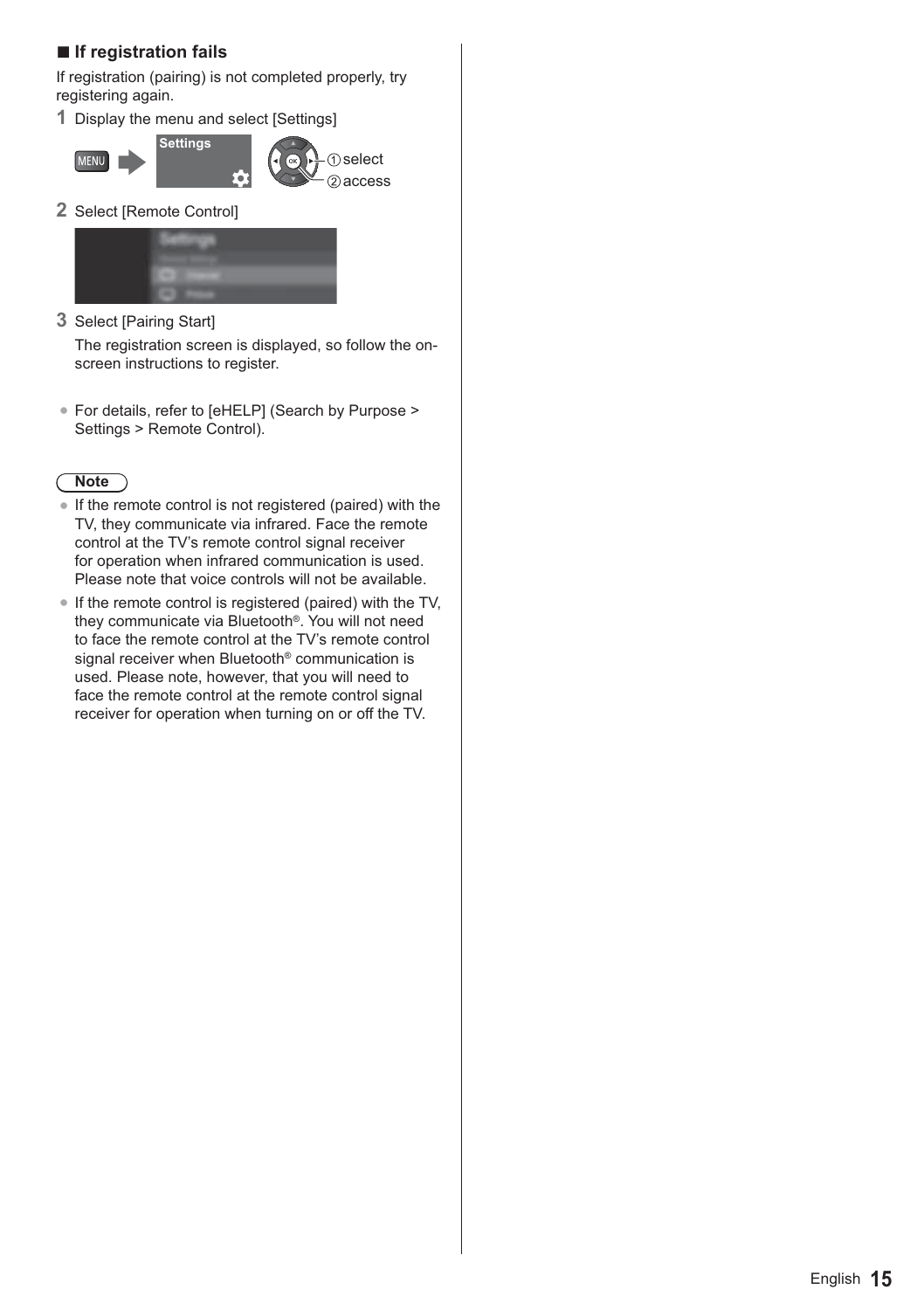### ■ If registration fails

If registration (pairing) is not completed properly, try registering again.

**1** Display the menu and select [Settings]

MENU → Settings — ① select ② access

**2** Select [Remote Control]

**3** Select [Pairing Start]

The registration screen is displayed, so follow the on-screen instructions to register.

- For details, refer to [eHELP] (Search by Purpose > Settings > Remote Control).

**Note**

- If the remote control is not registered (paired) with the TV, they communicate via infrared. Face the remote control at the TV's remote control signal receiver for operation when infrared communication is used. Please note that voice controls will not be available.
- If the remote control is registered (paired) with the TV, they communicate via Bluetooth®. You will not need to face the remote control at the TV's remote control signal receiver when Bluetooth® communication is used. Please note, however, that you will need to face the remote control at the remote control signal receiver for operation when turning on or off the TV.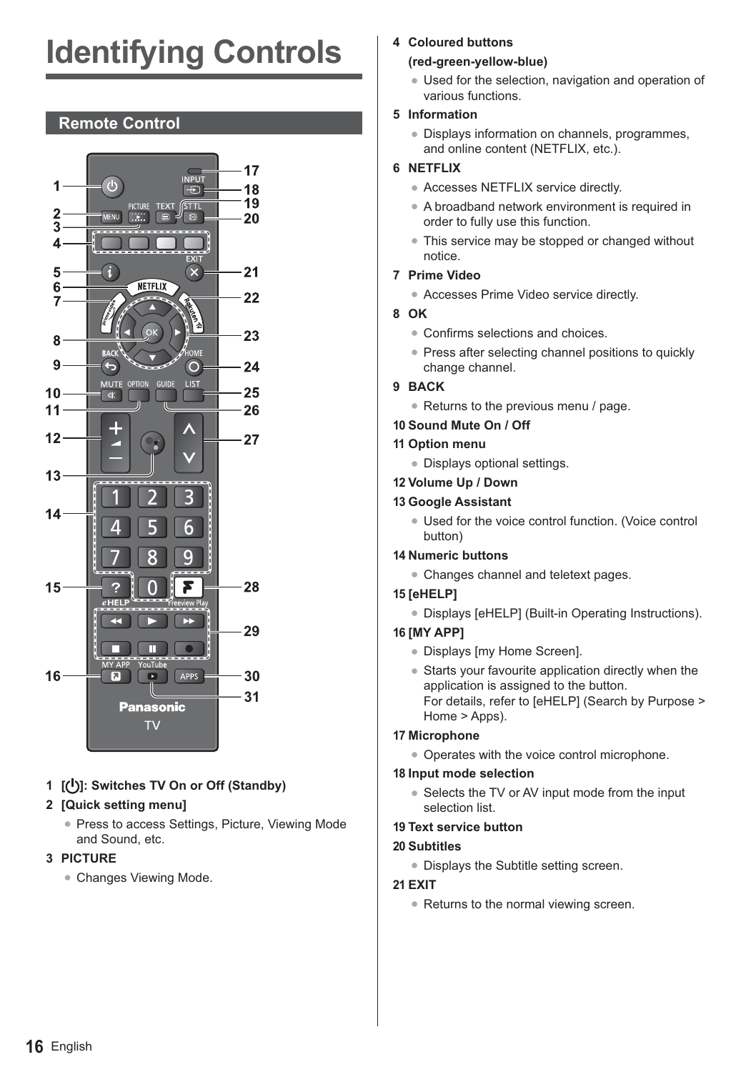# Identifying Controls

## Remote Control

1 [⏻]: Switches TV On or Off (Standby)

2 [Quick setting menu]

- Press to access Settings, Picture, Viewing Mode and Sound, etc.

3 PICTURE

- Changes Viewing Mode.

4 Coloured buttons (red-green-yellow-blue)

- Used for the selection, navigation and operation of various functions.

5 Information

- Displays information on channels, programmes, and online content (NETFLIX, etc.).

6 NETFLIX

- Accesses NETFLIX service directly.
- A broadband network environment is required in order to fully use this function.
- This service may be stopped or changed without notice.

7 Prime Video

- Accesses Prime Video service directly.

8 OK

- Confirms selections and choices.
- Press after selecting channel positions to quickly change channel.

9 BACK

- Returns to the previous menu / page.

10 Sound Mute On / Off

11 Option menu

- Displays optional settings.

12 Volume Up / Down

13 Google Assistant

- Used for the voice control function. (Voice control button)

14 Numeric buttons

- Changes channel and teletext pages.

15 [eHELP]

- Displays [eHELP] (Built-in Operating Instructions).

16 [MY APP]

- Displays [my Home Screen].
- Starts your favourite application directly when the application is assigned to the button.
  For details, refer to [eHELP] (Search by Purpose > Home > Apps).

17 Microphone

- Operates with the voice control microphone.

18 Input mode selection

- Selects the TV or AV input mode from the input selection list.

19 Text service button

20 Subtitles

- Displays the Subtitle setting screen.

21 EXIT

- Returns to the normal viewing screen.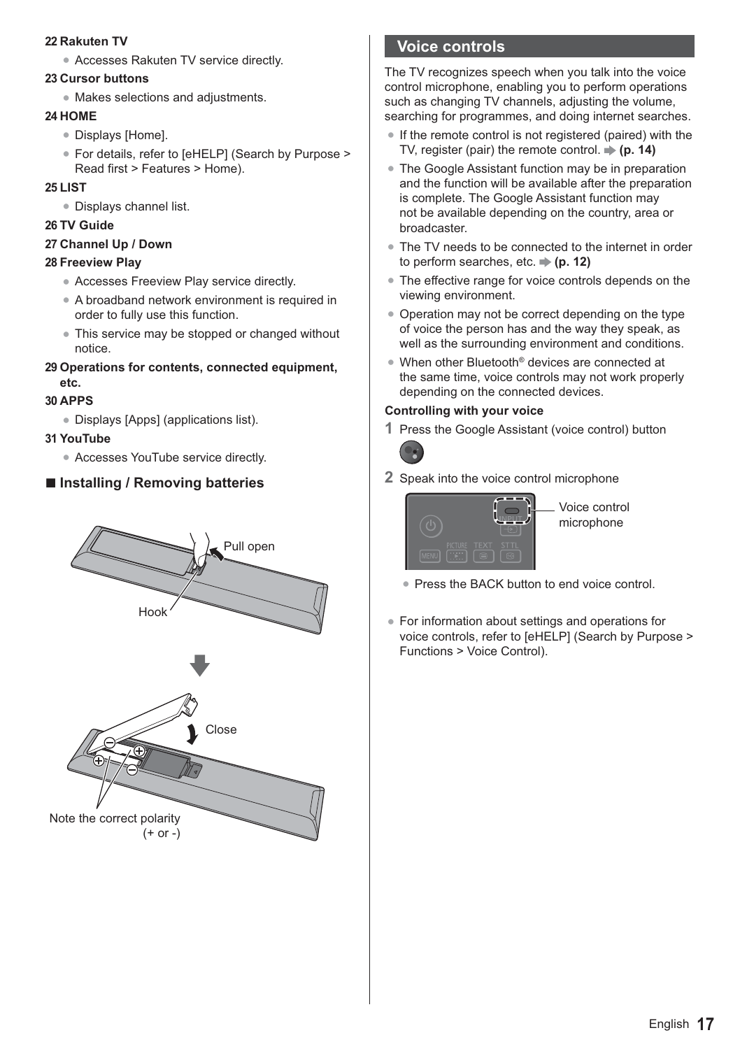**22 Rakuten TV**

- Accesses Rakuten TV service directly.

**23 Cursor buttons**

- Makes selections and adjustments.

**24 HOME**

- Displays [Home].
- For details, refer to [eHELP] (Search by Purpose > Read first > Features > Home).

**25 LIST**

- Displays channel list.

**26 TV Guide**

**27 Channel Up / Down**

**28 Freeview Play**

- Accesses Freeview Play service directly.
- A broadband network environment is required in order to fully use this function.
- This service may be stopped or changed without notice.

**29 Operations for contents, connected equipment, etc.**

**30 APPS**

- Displays [Apps] (applications list).

**31 YouTube**

- Accesses YouTube service directly.

### ■ Installing / Removing batteries

Pull open

Hook

Close

Note the correct polarity (+ or -)

## Voice controls

The TV recognizes speech when you talk into the voice control microphone, enabling you to perform operations such as changing TV channels, adjusting the volume, searching for programmes, and doing internet searches.

- If the remote control is not registered (paired) with the TV, register (pair) the remote control. ➡ **(p. 14)**
- The Google Assistant function may be in preparation and the function will be available after the preparation is complete. The Google Assistant function may not be available depending on the country, area or broadcaster.
- The TV needs to be connected to the internet in order to perform searches, etc. ➡ **(p. 12)**
- The effective range for voice controls depends on the viewing environment.
- Operation may not be correct depending on the type of voice the person has and the way they speak, as well as the surrounding environment and conditions.
- When other Bluetooth® devices are connected at the same time, voice controls may not work properly depending on the connected devices.

**Controlling with your voice**

1. Press the Google Assistant (voice control) button
2. Speak into the voice control microphone

Voice control microphone

- Press the BACK button to end voice control.

- For information about settings and operations for voice controls, refer to [eHELP] (Search by Purpose > Functions > Voice Control).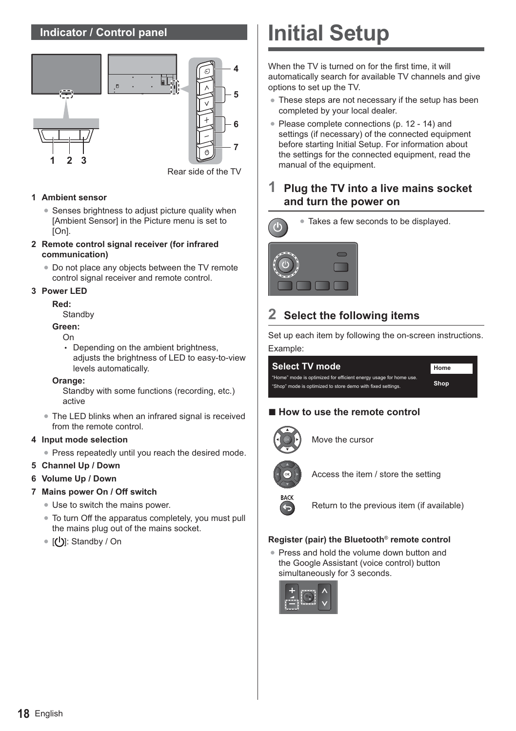## Indicator / Control panel

Rear side of the TV

**1 Ambient sensor**

- Senses brightness to adjust picture quality when [Ambient Sensor] in the Picture menu is set to [On].

**2 Remote control signal receiver (for infrared communication)**

- Do not place any objects between the TV remote control signal receiver and remote control.

**3 Power LED**

**Red:**
Standby

**Green:**
On

- Depending on the ambient brightness, adjusts the brightness of LED to easy-to-view levels automatically.

**Orange:**
Standby with some functions (recording, etc.) active

- The LED blinks when an infrared signal is received from the remote control.

**4 Input mode selection**

- Press repeatedly until you reach the desired mode.

**5 Channel Up / Down**

**6 Volume Up / Down**

**7 Mains power On / Off switch**

- Use to switch the mains power.
- To turn Off the apparatus completely, you must pull the mains plug out of the mains socket.
- [⏻]: Standby / On

# Initial Setup

When the TV is turned on for the first time, it will automatically search for available TV channels and give options to set up the TV.

- These steps are not necessary if the setup has been completed by your local dealer.
- Please complete connections (p. 12 - 14) and settings (if necessary) of the connected equipment before starting Initial Setup. For information about the settings for the connected equipment, read the manual of the equipment.

## 1 Plug the TV into a live mains socket and turn the power on

- Takes a few seconds to be displayed.

## 2 Select the following items

Set up each item by following the on-screen instructions.

Example:

**Select TV mode**

"Home" mode is optimized for efficient energy usage for home use.
"Shop" mode is optimized to store demo with fixed settings.

Home
Shop

### ■ How to use the remote control

Move the cursor

Access the item / store the setting

BACK
Return to the previous item (if available)

**Register (pair) the Bluetooth® remote control**

- Press and hold the volume down button and the Google Assistant (voice control) button simultaneously for 3 seconds.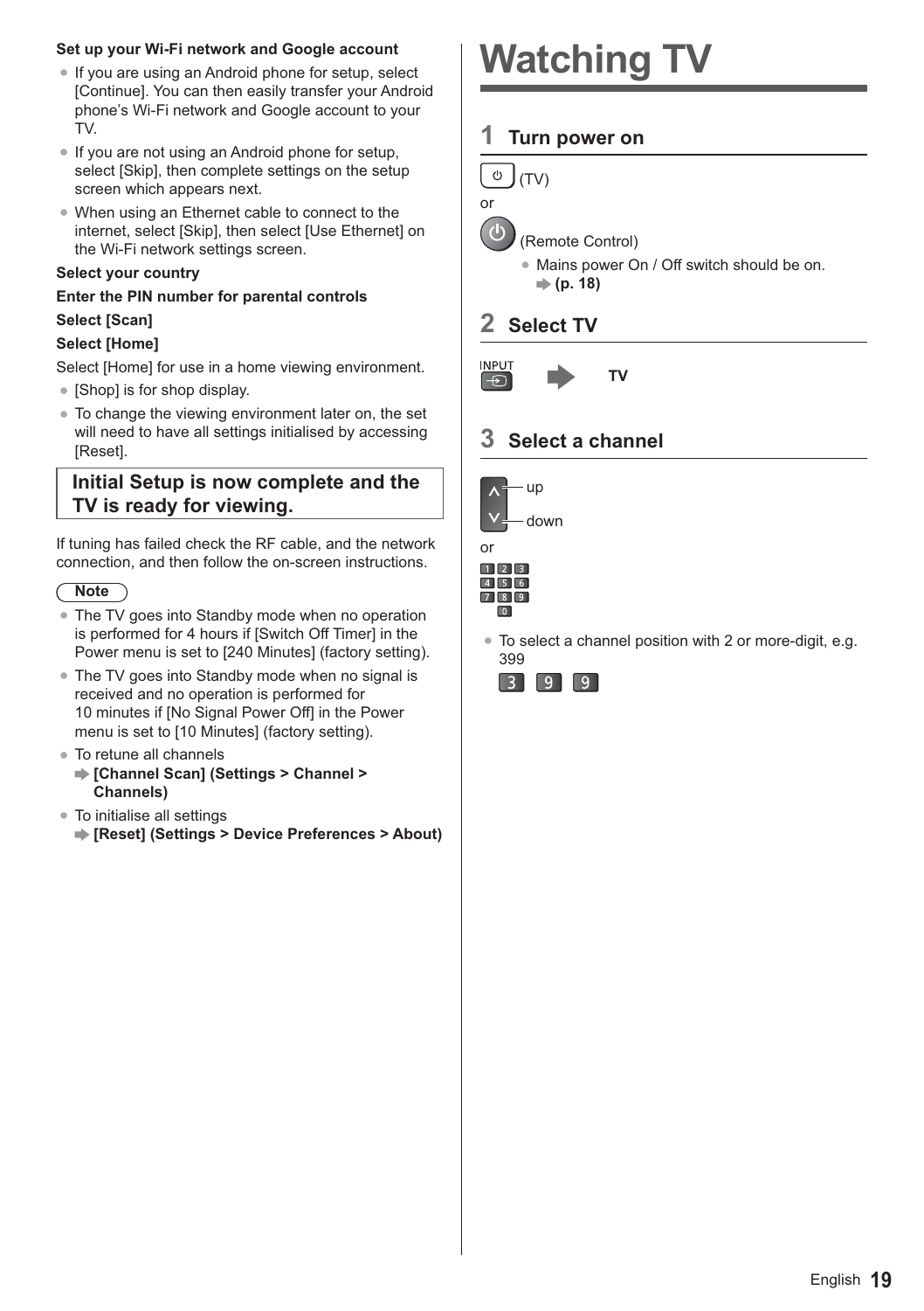**Set up your Wi-Fi network and Google account**

- If you are using an Android phone for setup, select [Continue]. You can then easily transfer your Android phone's Wi-Fi network and Google account to your TV.
- If you are not using an Android phone for setup, select [Skip], then complete settings on the setup screen which appears next.
- When using an Ethernet cable to connect to the internet, select [Skip], then select [Use Ethernet] on the Wi-Fi network settings screen.

**Select your country**

**Enter the PIN number for parental controls**

**Select [Scan]**

**Select [Home]**

Select [Home] for use in a home viewing environment.

- [Shop] is for shop display.
- To change the viewing environment later on, the set will need to have all settings initialised by accessing [Reset].

**Initial Setup is now complete and the TV is ready for viewing.**

If tuning has failed check the RF cable, and the network connection, and then follow the on-screen instructions.

**Note**

- The TV goes into Standby mode when no operation is performed for 4 hours if [Switch Off Timer] in the Power menu is set to [240 Minutes] (factory setting).
- The TV goes into Standby mode when no signal is received and no operation is performed for 10 minutes if [No Signal Power Off] in the Power menu is set to [10 Minutes] (factory setting).
- To retune all channels
  ➡ **[Channel Scan] (Settings > Channel > Channels)**
- To initialise all settings
  ➡ **[Reset] (Settings > Device Preferences > About)**

# Watching TV

## 1 Turn power on

⏻ (TV)

or

⏻ (Remote Control)

- Mains power On / Off switch should be on.
  ➡ **(p. 18)**

## 2 Select TV

INPUT ➡ **TV**

## 3 Select a channel

∧ up

∨ down

or

1 2 3
4 5 6
7 8 9
0

- To select a channel position with 2 or more-digit, e.g. 399

  3 9 9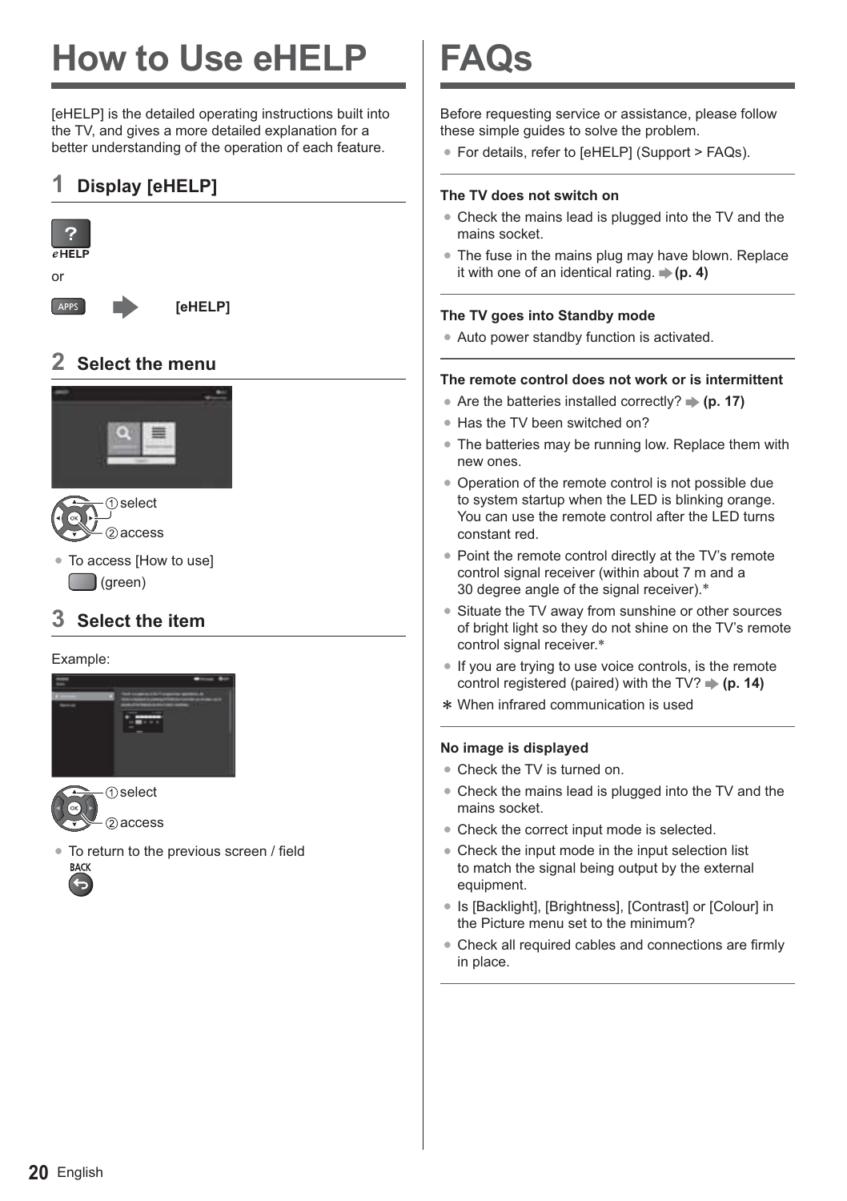# How to Use eHELP

[eHELP] is the detailed operating instructions built into the TV, and gives a more detailed explanation for a better understanding of the operation of each feature.

## 1 Display [eHELP]

eHELP

or

APPS → [eHELP]

## 2 Select the menu

① select

② access

- To access [How to use]

  (green)

## 3 Select the item

Example:

① select

② access

- To return to the previous screen / field

  BACK

# FAQs

Before requesting service or assistance, please follow these simple guides to solve the problem.

- For details, refer to [eHELP] (Support > FAQs).

**The TV does not switch on**

- Check the mains lead is plugged into the TV and the mains socket.
- The fuse in the mains plug may have blown. Replace it with one of an identical rating. ➡ **(p. 4)**

**The TV goes into Standby mode**

- Auto power standby function is activated.

**The remote control does not work or is intermittent**

- Are the batteries installed correctly? ➡ **(p. 17)**
- Has the TV been switched on?
- The batteries may be running low. Replace them with new ones.
- Operation of the remote control is not possible due to system startup when the LED is blinking orange. You can use the remote control after the LED turns constant red.
- Point the remote control directly at the TV's remote control signal receiver (within about 7 m and a 30 degree angle of the signal receiver).*
- Situate the TV away from sunshine or other sources of bright light so they do not shine on the TV's remote control signal receiver.*
- If you are trying to use voice controls, is the remote control registered (paired) with the TV? ➡ **(p. 14)**

* When infrared communication is used

**No image is displayed**

- Check the TV is turned on.
- Check the mains lead is plugged into the TV and the mains socket.
- Check the correct input mode is selected.
- Check the input mode in the input selection list to match the signal being output by the external equipment.
- Is [Backlight], [Brightness], [Contrast] or [Colour] in the Picture menu set to the minimum?
- Check all required cables and connections are firmly in place.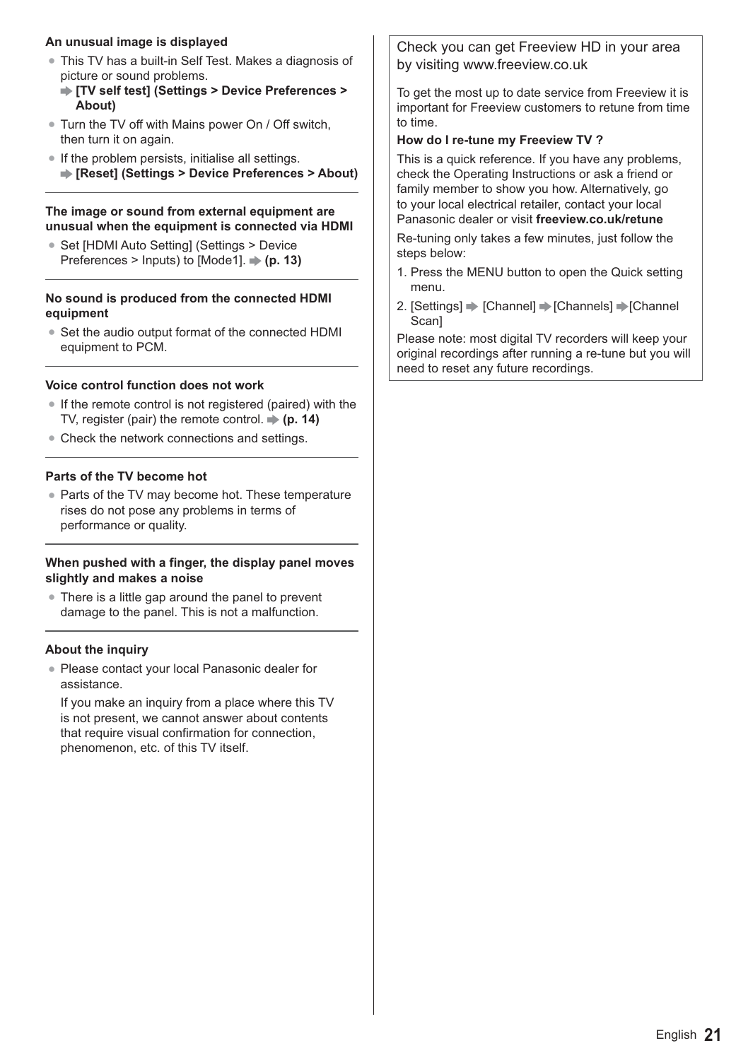**An unusual image is displayed**

- This TV has a built-in Self Test. Makes a diagnosis of picture or sound problems.
  ➡ **[TV self test] (Settings > Device Preferences > About)**
- Turn the TV off with Mains power On / Off switch, then turn it on again.
- If the problem persists, initialise all settings.
  ➡ **[Reset] (Settings > Device Preferences > About)**

**The image or sound from external equipment are unusual when the equipment is connected via HDMI**

- Set [HDMI Auto Setting] (Settings > Device Preferences > Inputs) to [Mode1]. ➡ **(p. 13)**

**No sound is produced from the connected HDMI equipment**

- Set the audio output format of the connected HDMI equipment to PCM.

**Voice control function does not work**

- If the remote control is not registered (paired) with the TV, register (pair) the remote control. ➡ **(p. 14)**
- Check the network connections and settings.

**Parts of the TV become hot**

- Parts of the TV may become hot. These temperature rises do not pose any problems in terms of performance or quality.

**When pushed with a finger, the display panel moves slightly and makes a noise**

- There is a little gap around the panel to prevent damage to the panel. This is not a malfunction.

**About the inquiry**

- Please contact your local Panasonic dealer for assistance.

  If you make an inquiry from a place where this TV is not present, we cannot answer about contents that require visual confirmation for connection, phenomenon, etc. of this TV itself.

Check you can get Freeview HD in your area by visiting www.freeview.co.uk

To get the most up to date service from Freeview it is important for Freeview customers to retune from time to time.

**How do I re-tune my Freeview TV ?**

This is a quick reference. If you have any problems, check the Operating Instructions or ask a friend or family member to show you how. Alternatively, go to your local electrical retailer, contact your local Panasonic dealer or visit **freeview.co.uk/retune**

Re-tuning only takes a few minutes, just follow the steps below:

1. Press the MENU button to open the Quick setting menu.
2. [Settings] ➡ [Channel] ➡ [Channels] ➡ [Channel Scan]

Please note: most digital TV recorders will keep your original recordings after running a re-tune but you will need to reset any future recordings.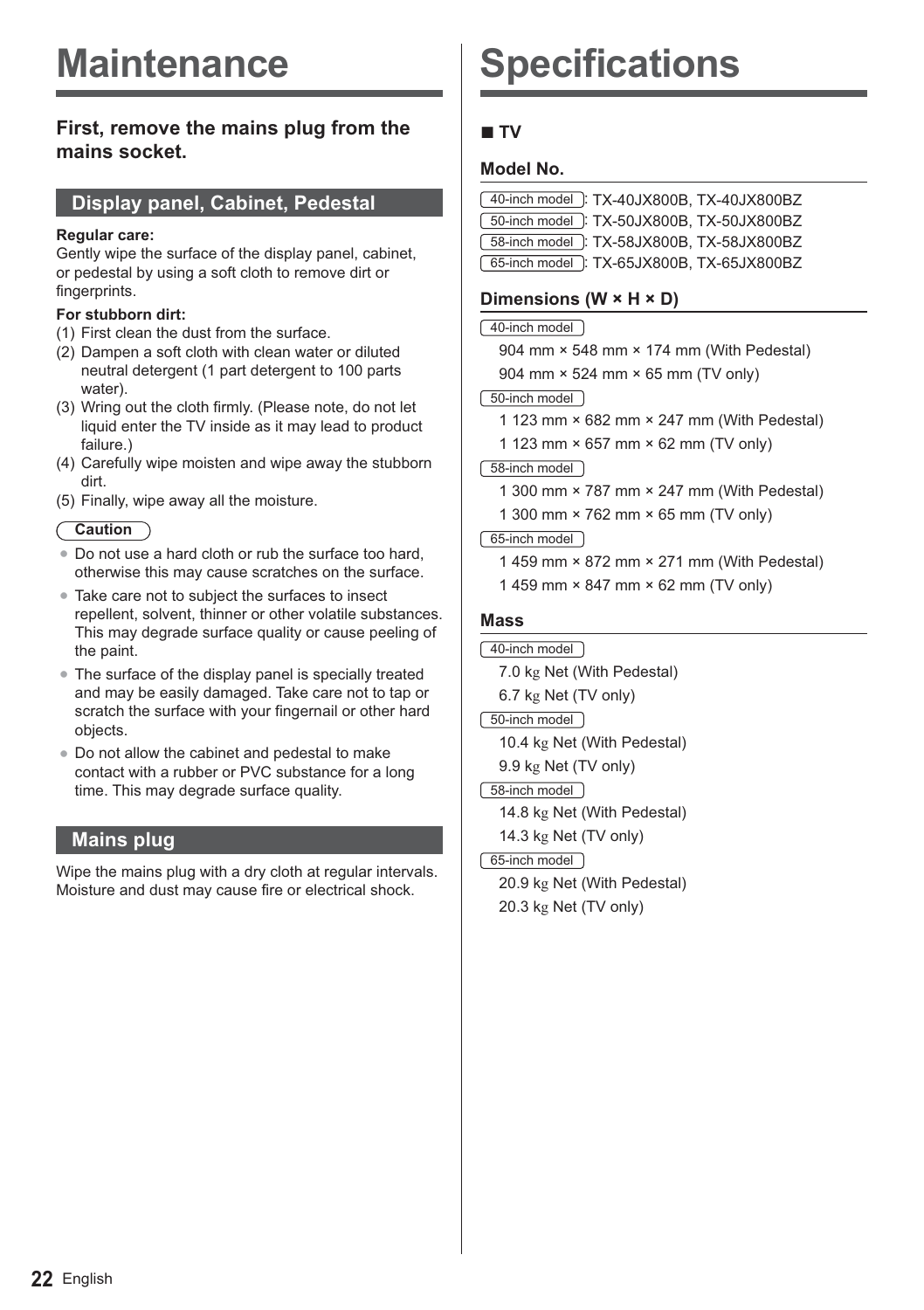# Maintenance

### First, remove the mains plug from the mains socket.

## Display panel, Cabinet, Pedestal

**Regular care:**
Gently wipe the surface of the display panel, cabinet, or pedestal by using a soft cloth to remove dirt or fingerprints.

**For stubborn dirt:**

(1) First clean the dust from the surface.
(2) Dampen a soft cloth with clean water or diluted neutral detergent (1 part detergent to 100 parts water).
(3) Wring out the cloth firmly. (Please note, do not let liquid enter the TV inside as it may lead to product failure.)
(4) Carefully wipe moisten and wipe away the stubborn dirt.
(5) Finally, wipe away all the moisture.

**Caution**

- Do not use a hard cloth or rub the surface too hard, otherwise this may cause scratches on the surface.
- Take care not to subject the surfaces to insect repellent, solvent, thinner or other volatile substances. This may degrade surface quality or cause peeling of the paint.
- The surface of the display panel is specially treated and may be easily damaged. Take care not to tap or scratch the surface with your fingernail or other hard objects.
- Do not allow the cabinet and pedestal to make contact with a rubber or PVC substance for a long time. This may degrade surface quality.

## Mains plug

Wipe the mains plug with a dry cloth at regular intervals. Moisture and dust may cause fire or electrical shock.

# Specifications

## ■ TV

### Model No.

40-inch model: TX-40JX800B, TX-40JX800BZ
50-inch model: TX-50JX800B, TX-50JX800BZ
58-inch model: TX-58JX800B, TX-58JX800BZ
65-inch model: TX-65JX800B, TX-65JX800BZ

### Dimensions (W × H × D)

40-inch model
904 mm × 548 mm × 174 mm (With Pedestal)
904 mm × 524 mm × 65 mm (TV only)

50-inch model
1 123 mm × 682 mm × 247 mm (With Pedestal)
1 123 mm × 657 mm × 62 mm (TV only)

58-inch model
1 300 mm × 787 mm × 247 mm (With Pedestal)
1 300 mm × 762 mm × 65 mm (TV only)

65-inch model
1 459 mm × 872 mm × 271 mm (With Pedestal)
1 459 mm × 847 mm × 62 mm (TV only)

### Mass

40-inch model
7.0 kg Net (With Pedestal)
6.7 kg Net (TV only)

50-inch model
10.4 kg Net (With Pedestal)
9.9 kg Net (TV only)

58-inch model
14.8 kg Net (With Pedestal)
14.3 kg Net (TV only)

65-inch model
20.9 kg Net (With Pedestal)
20.3 kg Net (TV only)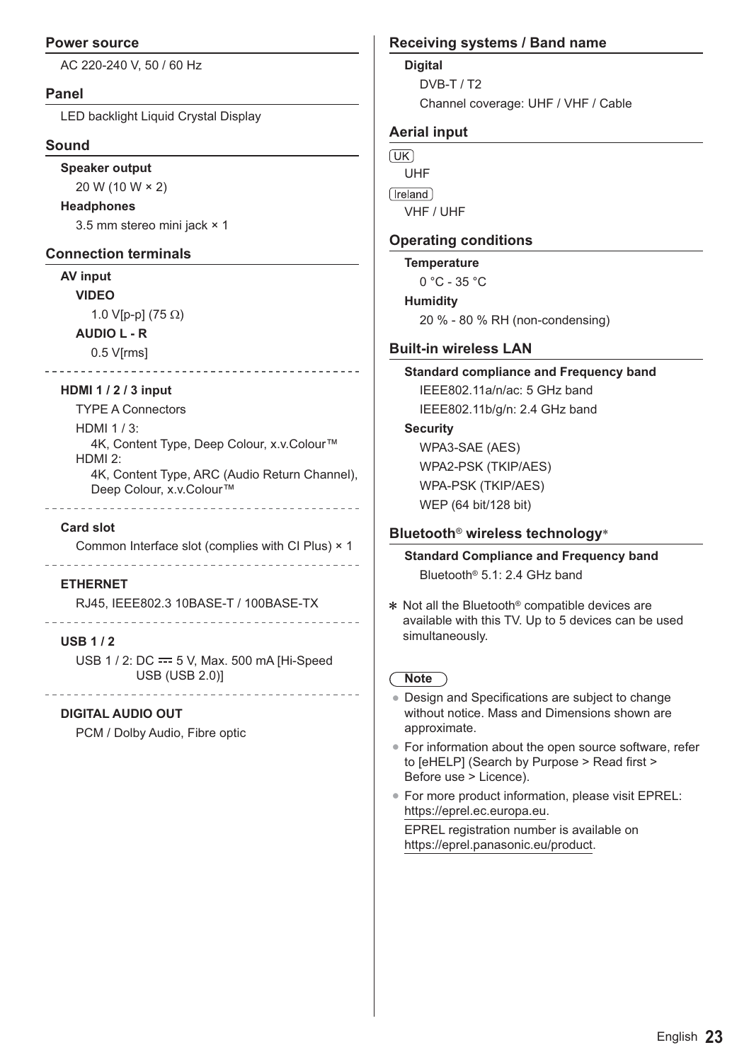## Power source

AC 220-240 V, 50 / 60 Hz

## Panel

LED backlight Liquid Crystal Display

## Sound

**Speaker output**

20 W (10 W × 2)

**Headphones**

3.5 mm stereo mini jack × 1

## Connection terminals

**AV input**

**VIDEO**

1.0 V[p-p] (75 Ω)

**AUDIO L - R**

0.5 V[rms]

---

**HDMI 1 / 2 / 3 input**

TYPE A Connectors

HDMI 1 / 3:
4K, Content Type, Deep Colour, x.v.Colour™

HDMI 2:
4K, Content Type, ARC (Audio Return Channel), Deep Colour, x.v.Colour™

---

**Card slot**

Common Interface slot (complies with CI Plus) × 1

---

**ETHERNET**

RJ45, IEEE802.3 10BASE-T / 100BASE-TX

---

**USB 1 / 2**

USB 1 / 2: DC ⎓ 5 V, Max. 500 mA [Hi-Speed USB (USB 2.0)]

---

**DIGITAL AUDIO OUT**

PCM / Dolby Audio, Fibre optic

## Receiving systems / Band name

**Digital**

DVB-T / T2

Channel coverage: UHF / VHF / Cable

## Aerial input

UK

UHF

Ireland

VHF / UHF

## Operating conditions

**Temperature**

0 °C - 35 °C

**Humidity**

20 % - 80 % RH (non-condensing)

## Built-in wireless LAN

**Standard compliance and Frequency band**

IEEE802.11a/n/ac: 5 GHz band

IEEE802.11b/g/n: 2.4 GHz band

**Security**

WPA3-SAE (AES)

WPA2-PSK (TKIP/AES)

WPA-PSK (TKIP/AES)

WEP (64 bit/128 bit)

## Bluetooth® wireless technology*

**Standard Compliance and Frequency band**

Bluetooth® 5.1: 2.4 GHz band

* Not all the Bluetooth® compatible devices are available with this TV. Up to 5 devices can be used simultaneously.

**Note**

- Design and Specifications are subject to change without notice. Mass and Dimensions shown are approximate.
- For information about the open source software, refer to [eHELP] (Search by Purpose > Read first > Before use > Licence).
- For more product information, please visit EPREL: https://eprel.ec.europa.eu.
  EPREL registration number is available on https://eprel.panasonic.eu/product.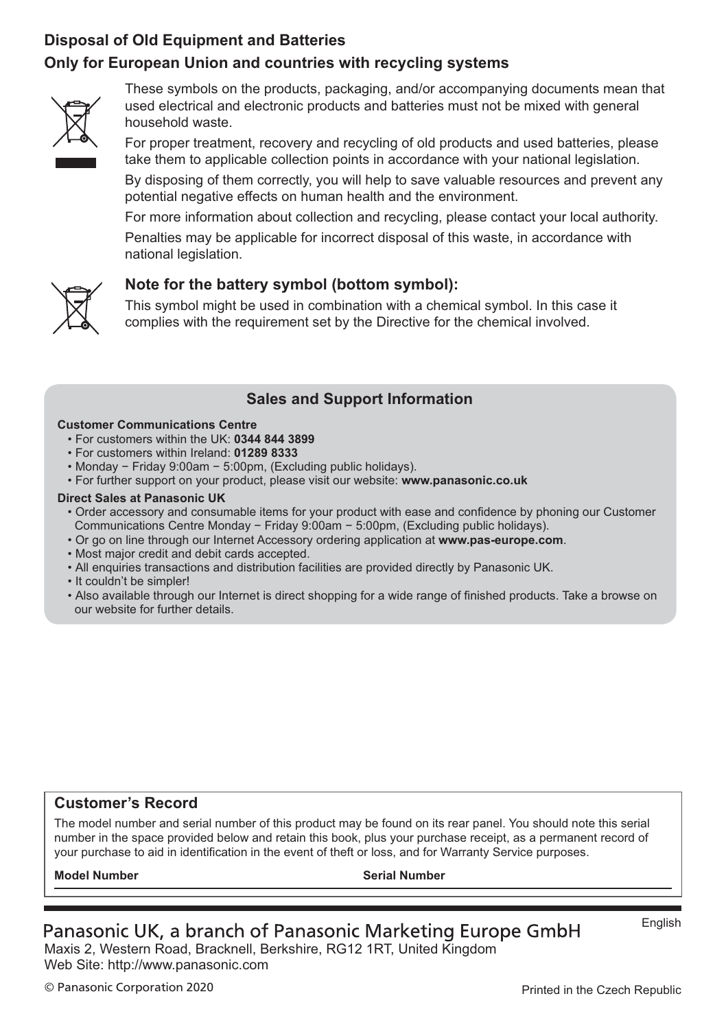## Disposal of Old Equipment and Batteries

### Only for European Union and countries with recycling systems

These symbols on the products, packaging, and/or accompanying documents mean that used electrical and electronic products and batteries must not be mixed with general household waste.

For proper treatment, recovery and recycling of old products and used batteries, please take them to applicable collection points in accordance with your national legislation.

By disposing of them correctly, you will help to save valuable resources and prevent any potential negative effects on human health and the environment.

For more information about collection and recycling, please contact your local authority.

Penalties may be applicable for incorrect disposal of this waste, in accordance with national legislation.

### Note for the battery symbol (bottom symbol):

This symbol might be used in combination with a chemical symbol. In this case it complies with the requirement set by the Directive for the chemical involved.

## Sales and Support Information

**Customer Communications Centre**

- For customers within the UK: **0344 844 3899**
- For customers within Ireland: **01289 8333**
- Monday − Friday 9:00am − 5:00pm, (Excluding public holidays).
- For further support on your product, please visit our website: **www.panasonic.co.uk**

**Direct Sales at Panasonic UK**

- Order accessory and consumable items for your product with ease and confidence by phoning our Customer Communications Centre Monday − Friday 9:00am − 5:00pm, (Excluding public holidays).
- Or go on line through our Internet Accessory ordering application at **www.pas-europe.com**.
- Most major credit and debit cards accepted.
- All enquiries transactions and distribution facilities are provided directly by Panasonic UK.
- It couldn't be simpler!
- Also available through our Internet is direct shopping for a wide range of finished products. Take a browse on our website for further details.

## Customer's Record

The model number and serial number of this product may be found on its rear panel. You should note this serial number in the space provided below and retain this book, plus your purchase receipt, as a permanent record of your purchase to aid in identification in the event of theft or loss, and for Warranty Service purposes.

**Model Number** **Serial Number**

Panasonic UK, a branch of Panasonic Marketing Europe GmbH
Maxis 2, Western Road, Bracknell, Berkshire, RG12 1RT, United Kingdom
Web Site: http://www.panasonic.com

English

© Panasonic Corporation 2020

Printed in the Czech Republic